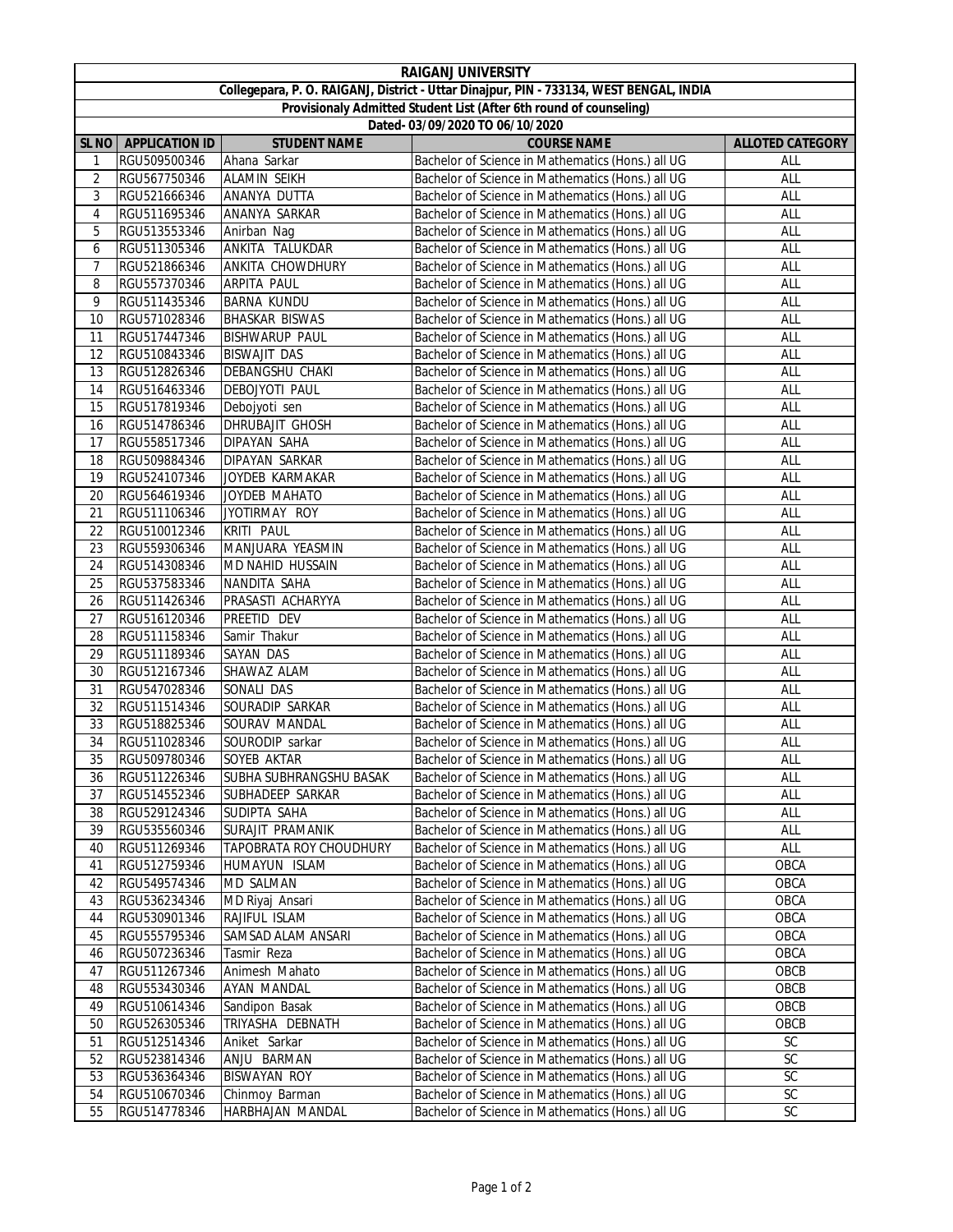# RAIGANJ UNIVERSITY

**Collegepara, P. O. RAIGANJ, District - Uttar Dinajpur, PIN - 733134, WEST BENGAL, INDIA**

**Provisionaly Admitted Student List (After 6th round of counseling)**

**Dated- 03/09/2020 TO 06/10/2020**

| SL NO | APPLICATION ID | STUDENT NAME | COURSE NAME | ALLOTED CATEGORY |
|---|---|---|---|---|
| 1 | RGU509500346 | Ahana Sarkar | Bachelor of Science in Mathematics (Hons.) all UG | ALL |
| 2 | RGU567750346 | ALAMIN SEIKH | Bachelor of Science in Mathematics (Hons.) all UG | ALL |
| 3 | RGU521666346 | ANANYA DUTTA | Bachelor of Science in Mathematics (Hons.) all UG | ALL |
| 4 | RGU511695346 | ANANYA SARKAR | Bachelor of Science in Mathematics (Hons.) all UG | ALL |
| 5 | RGU513553346 | Anirban Nag | Bachelor of Science in Mathematics (Hons.) all UG | ALL |
| 6 | RGU511305346 | ANKITA TALUKDAR | Bachelor of Science in Mathematics (Hons.) all UG | ALL |
| 7 | RGU521866346 | ANKITA CHOWDHURY | Bachelor of Science in Mathematics (Hons.) all UG | ALL |
| 8 | RGU557370346 | ARPITA PAUL | Bachelor of Science in Mathematics (Hons.) all UG | ALL |
| 9 | RGU511435346 | BARNA KUNDU | Bachelor of Science in Mathematics (Hons.) all UG | ALL |
| 10 | RGU571028346 | BHASKAR BISWAS | Bachelor of Science in Mathematics (Hons.) all UG | ALL |
| 11 | RGU517447346 | BISHWARUP PAUL | Bachelor of Science in Mathematics (Hons.) all UG | ALL |
| 12 | RGU510843346 | BISWAJIT DAS | Bachelor of Science in Mathematics (Hons.) all UG | ALL |
| 13 | RGU512826346 | DEBANGSHU CHAKI | Bachelor of Science in Mathematics (Hons.) all UG | ALL |
| 14 | RGU516463346 | DEBOJYOTI PAUL | Bachelor of Science in Mathematics (Hons.) all UG | ALL |
| 15 | RGU517819346 | Debojyoti sen | Bachelor of Science in Mathematics (Hons.) all UG | ALL |
| 16 | RGU514786346 | DHRUBAJIT GHOSH | Bachelor of Science in Mathematics (Hons.) all UG | ALL |
| 17 | RGU558517346 | DIPAYAN SAHA | Bachelor of Science in Mathematics (Hons.) all UG | ALL |
| 18 | RGU509884346 | DIPAYAN SARKAR | Bachelor of Science in Mathematics (Hons.) all UG | ALL |
| 19 | RGU524107346 | JOYDEB KARMAKAR | Bachelor of Science in Mathematics (Hons.) all UG | ALL |
| 20 | RGU564619346 | JOYDEB MAHATO | Bachelor of Science in Mathematics (Hons.) all UG | ALL |
| 21 | RGU511106346 | JYOTIRMAY ROY | Bachelor of Science in Mathematics (Hons.) all UG | ALL |
| 22 | RGU510012346 | KRITI PAUL | Bachelor of Science in Mathematics (Hons.) all UG | ALL |
| 23 | RGU559306346 | MANJUARA YEASMIN | Bachelor of Science in Mathematics (Hons.) all UG | ALL |
| 24 | RGU514308346 | MD NAHID HUSSAIN | Bachelor of Science in Mathematics (Hons.) all UG | ALL |
| 25 | RGU537583346 | NANDITA SAHA | Bachelor of Science in Mathematics (Hons.) all UG | ALL |
| 26 | RGU511426346 | PRASASTI ACHARYYA | Bachelor of Science in Mathematics (Hons.) all UG | ALL |
| 27 | RGU516120346 | PREETID DEV | Bachelor of Science in Mathematics (Hons.) all UG | ALL |
| 28 | RGU511158346 | Samir Thakur | Bachelor of Science in Mathematics (Hons.) all UG | ALL |
| 29 | RGU511189346 | SAYAN DAS | Bachelor of Science in Mathematics (Hons.) all UG | ALL |
| 30 | RGU512167346 | SHAWAZ ALAM | Bachelor of Science in Mathematics (Hons.) all UG | ALL |
| 31 | RGU547028346 | SONALI DAS | Bachelor of Science in Mathematics (Hons.) all UG | ALL |
| 32 | RGU511514346 | SOURADIP SARKAR | Bachelor of Science in Mathematics (Hons.) all UG | ALL |
| 33 | RGU518825346 | SOURAV MANDAL | Bachelor of Science in Mathematics (Hons.) all UG | ALL |
| 34 | RGU511028346 | SOURODIP sarkar | Bachelor of Science in Mathematics (Hons.) all UG | ALL |
| 35 | RGU509780346 | SOYEB AKTAR | Bachelor of Science in Mathematics (Hons.) all UG | ALL |
| 36 | RGU511226346 | SUBHA SUBHRANGSHU BASAK | Bachelor of Science in Mathematics (Hons.) all UG | ALL |
| 37 | RGU514552346 | SUBHADEEP SARKAR | Bachelor of Science in Mathematics (Hons.) all UG | ALL |
| 38 | RGU529124346 | SUDIPTA SAHA | Bachelor of Science in Mathematics (Hons.) all UG | ALL |
| 39 | RGU535560346 | SURAJIT PRAMANIK | Bachelor of Science in Mathematics (Hons.) all UG | ALL |
| 40 | RGU511269346 | TAPOBRATA ROY CHOUDHURY | Bachelor of Science in Mathematics (Hons.) all UG | ALL |
| 41 | RGU512759346 | HUMAYUN ISLAM | Bachelor of Science in Mathematics (Hons.) all UG | OBCA |
| 42 | RGU549574346 | MD SALMAN | Bachelor of Science in Mathematics (Hons.) all UG | OBCA |
| 43 | RGU536234346 | MD Riyaj Ansari | Bachelor of Science in Mathematics (Hons.) all UG | OBCA |
| 44 | RGU530901346 | RAJIFUL ISLAM | Bachelor of Science in Mathematics (Hons.) all UG | OBCA |
| 45 | RGU555795346 | SAMSAD ALAM ANSARI | Bachelor of Science in Mathematics (Hons.) all UG | OBCA |
| 46 | RGU507236346 | Tasmir Reza | Bachelor of Science in Mathematics (Hons.) all UG | OBCA |
| 47 | RGU511267346 | Animesh Mahato | Bachelor of Science in Mathematics (Hons.) all UG | OBCB |
| 48 | RGU553430346 | AYAN MANDAL | Bachelor of Science in Mathematics (Hons.) all UG | OBCB |
| 49 | RGU510614346 | Sandipon Basak | Bachelor of Science in Mathematics (Hons.) all UG | OBCB |
| 50 | RGU526305346 | TRIYASHA DEBNATH | Bachelor of Science in Mathematics (Hons.) all UG | OBCB |
| 51 | RGU512514346 | Aniket Sarkar | Bachelor of Science in Mathematics (Hons.) all UG | SC |
| 52 | RGU523814346 | ANJU BARMAN | Bachelor of Science in Mathematics (Hons.) all UG | SC |
| 53 | RGU536364346 | BISWAYAN ROY | Bachelor of Science in Mathematics (Hons.) all UG | SC |
| 54 | RGU510670346 | Chinmoy Barman | Bachelor of Science in Mathematics (Hons.) all UG | SC |
| 55 | RGU514778346 | HARBHAJAN MANDAL | Bachelor of Science in Mathematics (Hons.) all UG | SC |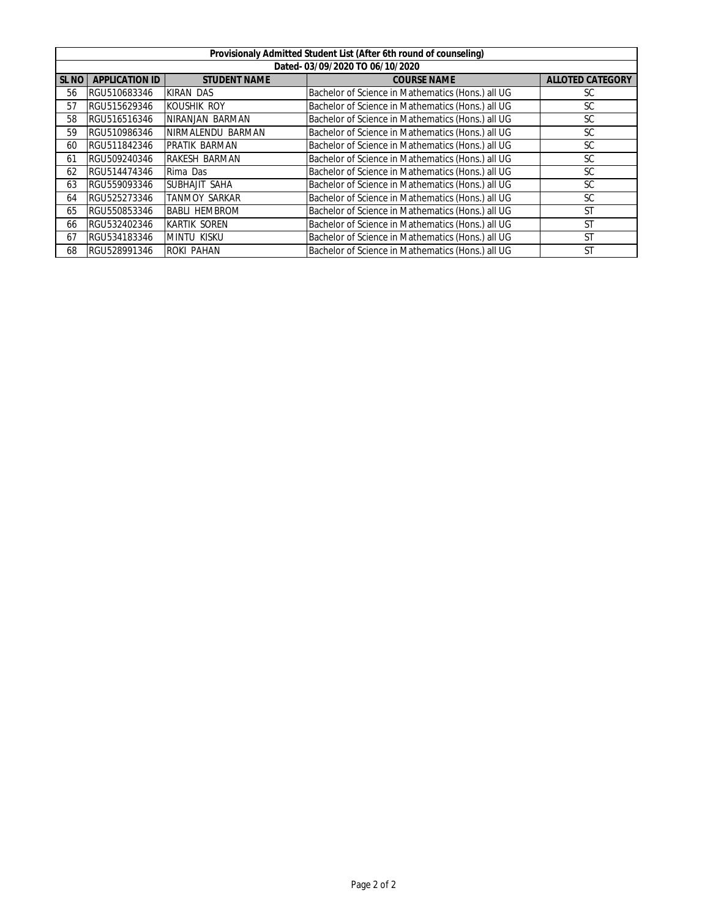| Provisionaly Admitted Student List (After 6th round of counseling) | | | | |
|---|---|---|---|---|
| Dated- 03/09/2020 TO 06/10/2020 | | | | |
| SL NO | APPLICATION ID | STUDENT NAME | COURSE NAME | ALLOTED CATEGORY |
| 56 | RGU510683346 | KIRAN DAS | Bachelor of Science in Mathematics (Hons.) all UG | SC |
| 57 | RGU515629346 | KOUSHIK ROY | Bachelor of Science in Mathematics (Hons.) all UG | SC |
| 58 | RGU516516346 | NIRANJAN BARMAN | Bachelor of Science in Mathematics (Hons.) all UG | SC |
| 59 | RGU510986346 | NIRMALENDU BARMAN | Bachelor of Science in Mathematics (Hons.) all UG | SC |
| 60 | RGU511842346 | PRATIK BARMAN | Bachelor of Science in Mathematics (Hons.) all UG | SC |
| 61 | RGU509240346 | RAKESH BARMAN | Bachelor of Science in Mathematics (Hons.) all UG | SC |
| 62 | RGU514474346 | Rima Das | Bachelor of Science in Mathematics (Hons.) all UG | SC |
| 63 | RGU559093346 | SUBHAJIT SAHA | Bachelor of Science in Mathematics (Hons.) all UG | SC |
| 64 | RGU525273346 | TANMOY SARKAR | Bachelor of Science in Mathematics (Hons.) all UG | SC |
| 65 | RGU550853346 | BABLI HEMBROM | Bachelor of Science in Mathematics (Hons.) all UG | ST |
| 66 | RGU532402346 | KARTIK SOREN | Bachelor of Science in Mathematics (Hons.) all UG | ST |
| 67 | RGU534183346 | MINTU KISKU | Bachelor of Science in Mathematics (Hons.) all UG | ST |
| 68 | RGU528991346 | ROKI PAHAN | Bachelor of Science in Mathematics (Hons.) all UG | ST |